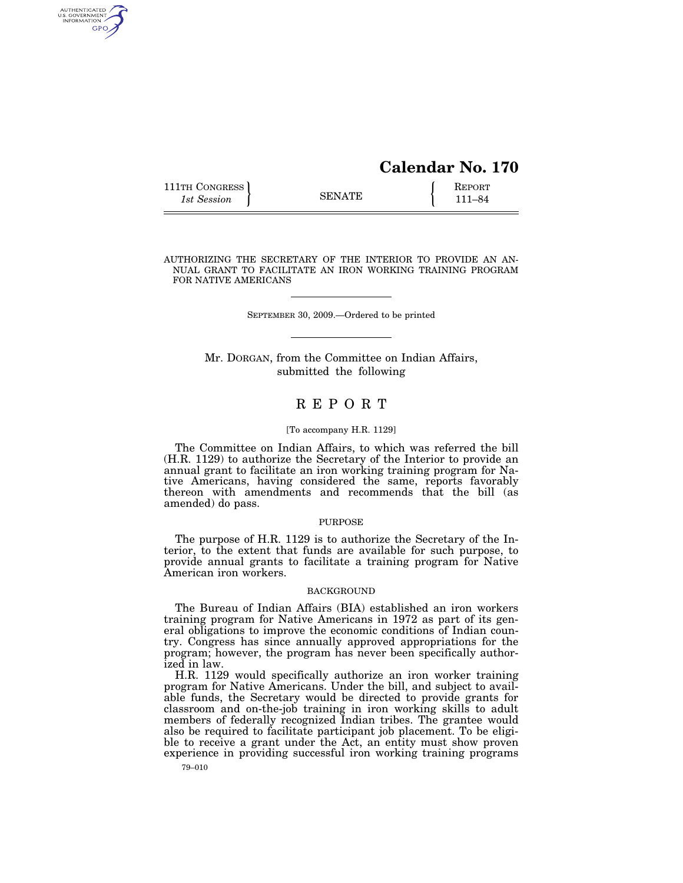**Calendar No. 170**

111TH CONGRESS
*1st Session*

SENATE

REPORT
111–84

AUTHORIZING THE SECRETARY OF THE INTERIOR TO PROVIDE AN ANNUAL GRANT TO FACILITATE AN IRON WORKING TRAINING PROGRAM FOR NATIVE AMERICANS

SEPTEMBER 30, 2009.—Ordered to be printed

Mr. DORGAN, from the Committee on Indian Affairs, submitted the following

# REPORT

[To accompany H.R. 1129]

The Committee on Indian Affairs, to which was referred the bill (H.R. 1129) to authorize the Secretary of the Interior to provide an annual grant to facilitate an iron working training program for Native Americans, having considered the same, reports favorably thereon with amendments and recommends that the bill (as amended) do pass.

## PURPOSE

The purpose of H.R. 1129 is to authorize the Secretary of the Interior, to the extent that funds are available for such purpose, to provide annual grants to facilitate a training program for Native American iron workers.

## BACKGROUND

The Bureau of Indian Affairs (BIA) established an iron workers training program for Native Americans in 1972 as part of its general obligations to improve the economic conditions of Indian country. Congress has since annually approved appropriations for the program; however, the program has never been specifically authorized in law.

H.R. 1129 would specifically authorize an iron worker training program for Native Americans. Under the bill, and subject to available funds, the Secretary would be directed to provide grants for classroom and on-the-job training in iron working skills to adult members of federally recognized Indian tribes. The grantee would also be required to facilitate participant job placement. To be eligible to receive a grant under the Act, an entity must show proven experience in providing successful iron working training programs

79–010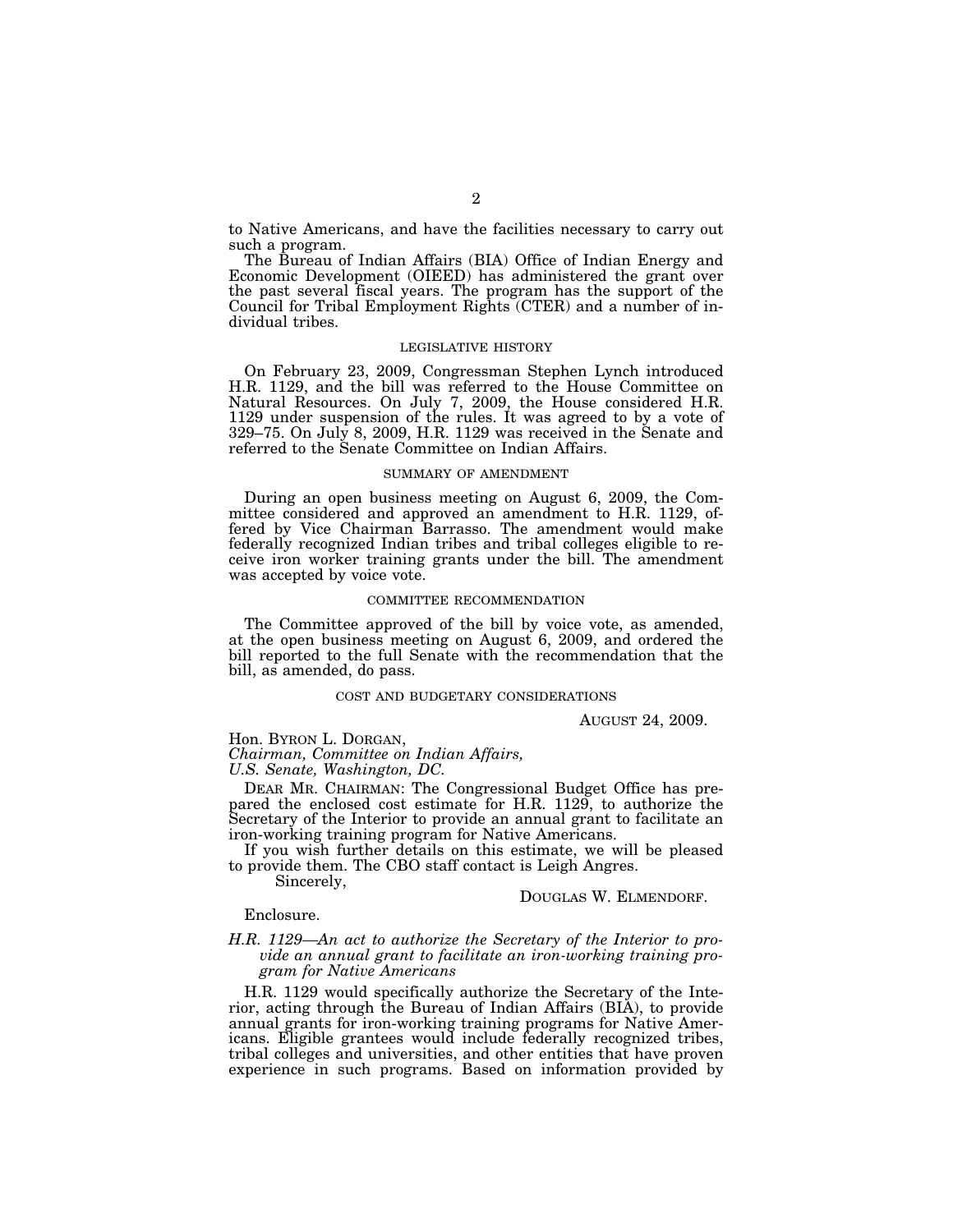to Native Americans, and have the facilities necessary to carry out such a program.

The Bureau of Indian Affairs (BIA) Office of Indian Energy and Economic Development (OIEED) has administered the grant over the past several fiscal years. The program has the support of the Council for Tribal Employment Rights (CTER) and a number of individual tribes.

## LEGISLATIVE HISTORY

On February 23, 2009, Congressman Stephen Lynch introduced H.R. 1129, and the bill was referred to the House Committee on Natural Resources. On July 7, 2009, the House considered H.R. 1129 under suspension of the rules. It was agreed to by a vote of 329–75. On July 8, 2009, H.R. 1129 was received in the Senate and referred to the Senate Committee on Indian Affairs.

## SUMMARY OF AMENDMENT

During an open business meeting on August 6, 2009, the Committee considered and approved an amendment to H.R. 1129, offered by Vice Chairman Barrasso. The amendment would make federally recognized Indian tribes and tribal colleges eligible to receive iron worker training grants under the bill. The amendment was accepted by voice vote.

## COMMITTEE RECOMMENDATION

The Committee approved of the bill by voice vote, as amended, at the open business meeting on August 6, 2009, and ordered the bill reported to the full Senate with the recommendation that the bill, as amended, do pass.

## COST AND BUDGETARY CONSIDERATIONS

AUGUST 24, 2009.

Hon. BYRON L. DORGAN,
*Chairman, Committee on Indian Affairs,*
*U.S. Senate, Washington, DC.*

DEAR MR. CHAIRMAN: The Congressional Budget Office has prepared the enclosed cost estimate for H.R. 1129, to authorize the Secretary of the Interior to provide an annual grant to facilitate an iron-working training program for Native Americans.

If you wish further details on this estimate, we will be pleased to provide them. The CBO staff contact is Leigh Angres.

Sincerely,

DOUGLAS W. ELMENDORF.

Enclosure.

*H.R. 1129—An act to authorize the Secretary of the Interior to provide an annual grant to facilitate an iron-working training program for Native Americans*

H.R. 1129 would specifically authorize the Secretary of the Interior, acting through the Bureau of Indian Affairs (BIA), to provide annual grants for iron-working training programs for Native Americans. Eligible grantees would include federally recognized tribes, tribal colleges and universities, and other entities that have proven experience in such programs. Based on information provided by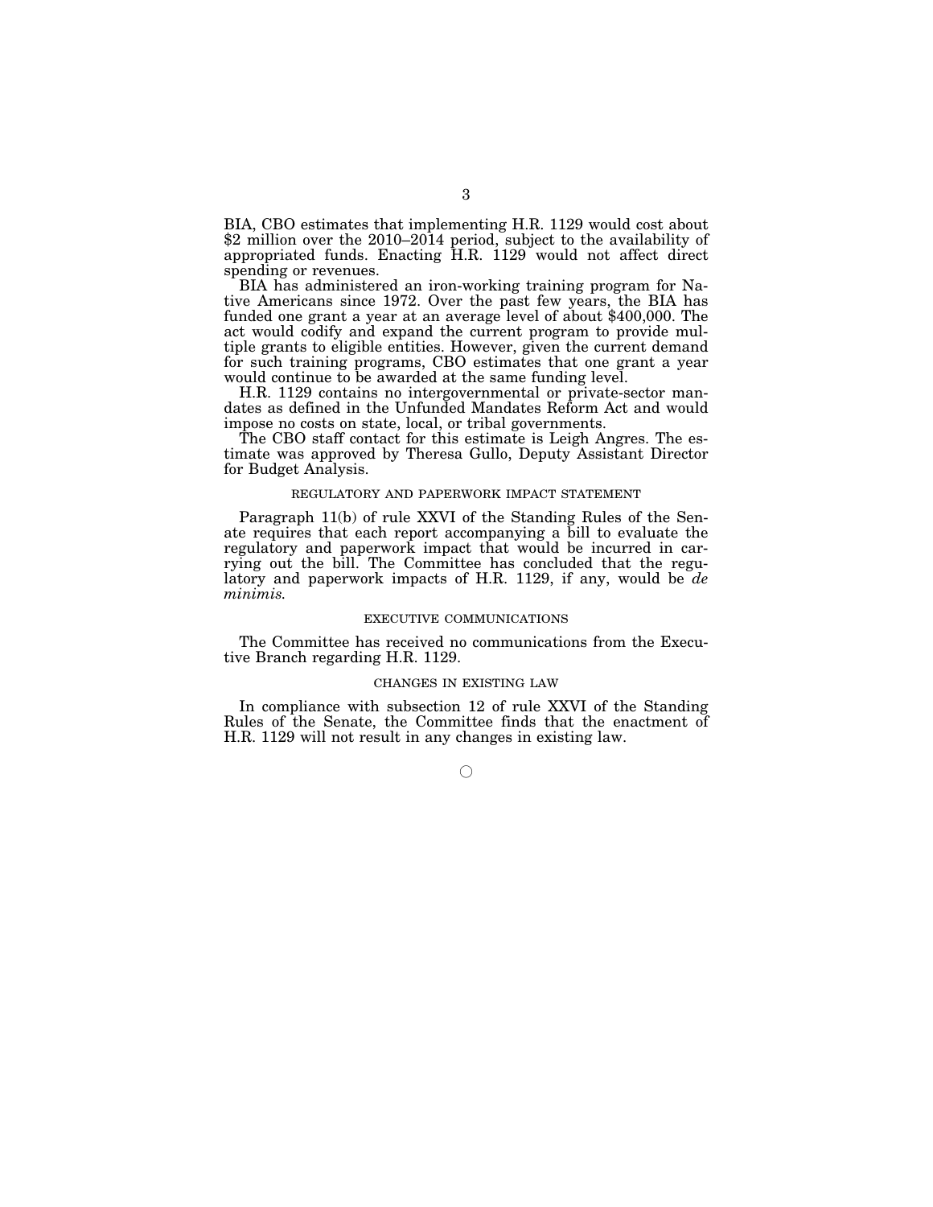BIA, CBO estimates that implementing H.R. 1129 would cost about $2 million over the 2010–2014 period, subject to the availability of appropriated funds. Enacting H.R. 1129 would not affect direct spending or revenues.

BIA has administered an iron-working training program for Native Americans since 1972. Over the past few years, the BIA has funded one grant a year at an average level of about $400,000. The act would codify and expand the current program to provide multiple grants to eligible entities. However, given the current demand for such training programs, CBO estimates that one grant a year would continue to be awarded at the same funding level.

H.R. 1129 contains no intergovernmental or private-sector mandates as defined in the Unfunded Mandates Reform Act and would impose no costs on state, local, or tribal governments.

The CBO staff contact for this estimate is Leigh Angres. The estimate was approved by Theresa Gullo, Deputy Assistant Director for Budget Analysis.

## REGULATORY AND PAPERWORK IMPACT STATEMENT

Paragraph 11(b) of rule XXVI of the Standing Rules of the Senate requires that each report accompanying a bill to evaluate the regulatory and paperwork impact that would be incurred in carrying out the bill. The Committee has concluded that the regulatory and paperwork impacts of H.R. 1129, if any, would be *de minimis*.

## EXECUTIVE COMMUNICATIONS

The Committee has received no communications from the Executive Branch regarding H.R. 1129.

## CHANGES IN EXISTING LAW

In compliance with subsection 12 of rule XXVI of the Standing Rules of the Senate, the Committee finds that the enactment of H.R. 1129 will not result in any changes in existing law.

○